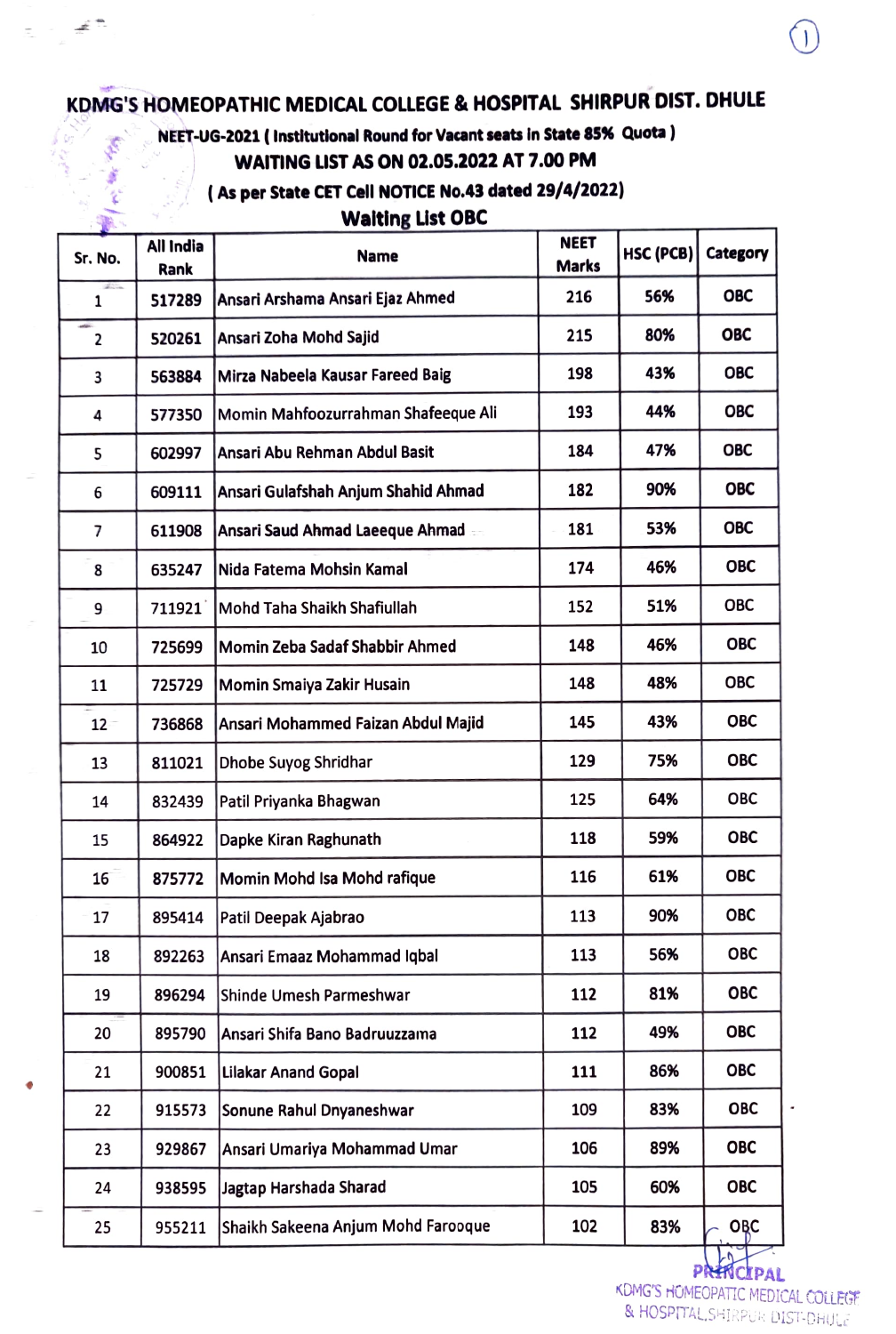# KDMG'S HOMEOPATHIC MEDICAL COLLEGE & HOSPITAL SHIRPUR DIST. DHULE

**NEET-UG-2021 ( Institutional Round for Vacant seats in State 85% Quota )**

**WAITING LIST AS ON 02.05.2022 AT 7.00 PM**

**( As per State CET Cell NOTICE No.43 dated 29/4/2022)**

**Waiting List OBC**

| Sr. No. | All India Rank | Name | NEET Marks | HSC (PCB) | Category |
|---|---|---|---|---|---|
| 1 | 517289 | Ansari Arshama Ansari Ejaz Ahmed | 216 | 56% | OBC |
| 2 | 520261 | Ansari Zoha Mohd Sajid | 215 | 80% | OBC |
| 3 | 563884 | Mirza Nabeela Kausar Fareed Baig | 198 | 43% | OBC |
| 4 | 577350 | Momin Mahfoozurrahman Shafeeque Ali | 193 | 44% | OBC |
| 5 | 602997 | Ansari Abu Rehman Abdul Basit | 184 | 47% | OBC |
| 6 | 609111 | Ansari Gulafshah Anjum Shahid Ahmad | 182 | 90% | OBC |
| 7 | 611908 | Ansari Saud Ahmad Laeeque Ahmad | 181 | 53% | OBC |
| 8 | 635247 | Nida Fatema Mohsin Kamal | 174 | 46% | OBC |
| 9 | 711921 | Mohd Taha Shaikh Shafiullah | 152 | 51% | OBC |
| 10 | 725699 | Momin Zeba Sadaf Shabbir Ahmed | 148 | 46% | OBC |
| 11 | 725729 | Momin Smaiya Zakir Husain | 148 | 48% | OBC |
| 12 | 736868 | Ansari Mohammed Faizan Abdul Majid | 145 | 43% | OBC |
| 13 | 811021 | Dhobe Suyog Shridhar | 129 | 75% | OBC |
| 14 | 832439 | Patil Priyanka Bhagwan | 125 | 64% | OBC |
| 15 | 864922 | Dapke Kiran Raghunath | 118 | 59% | OBC |
| 16 | 875772 | Momin Mohd Isa Mohd rafique | 116 | 61% | OBC |
| 17 | 895414 | Patil Deepak Ajabrao | 113 | 90% | OBC |
| 18 | 892263 | Ansari Emaaz Mohammad Iqbal | 113 | 56% | OBC |
| 19 | 896294 | Shinde Umesh Parmeshwar | 112 | 81% | OBC |
| 20 | 895790 | Ansari Shifa Bano Badruuzzama | 112 | 49% | OBC |
| 21 | 900851 | Lilakar Anand Gopal | 111 | 86% | OBC |
| 22 | 915573 | Sonune Rahul Dnyaneshwar | 109 | 83% | OBC |
| 23 | 929867 | Ansari Umariya Mohammad Umar | 106 | 89% | OBC |
| 24 | 938595 | Jagtap Harshada Sharad | 105 | 60% | OBC |
| 25 | 955211 | Shaikh Sakeena Anjum Mohd Farooque | 102 | 83% | OBC |

PRINCIPAL
KDMG'S HOMEOPATHIC MEDICAL COLLEGE & HOSPITAL, SHIRPUR DIST-DHULE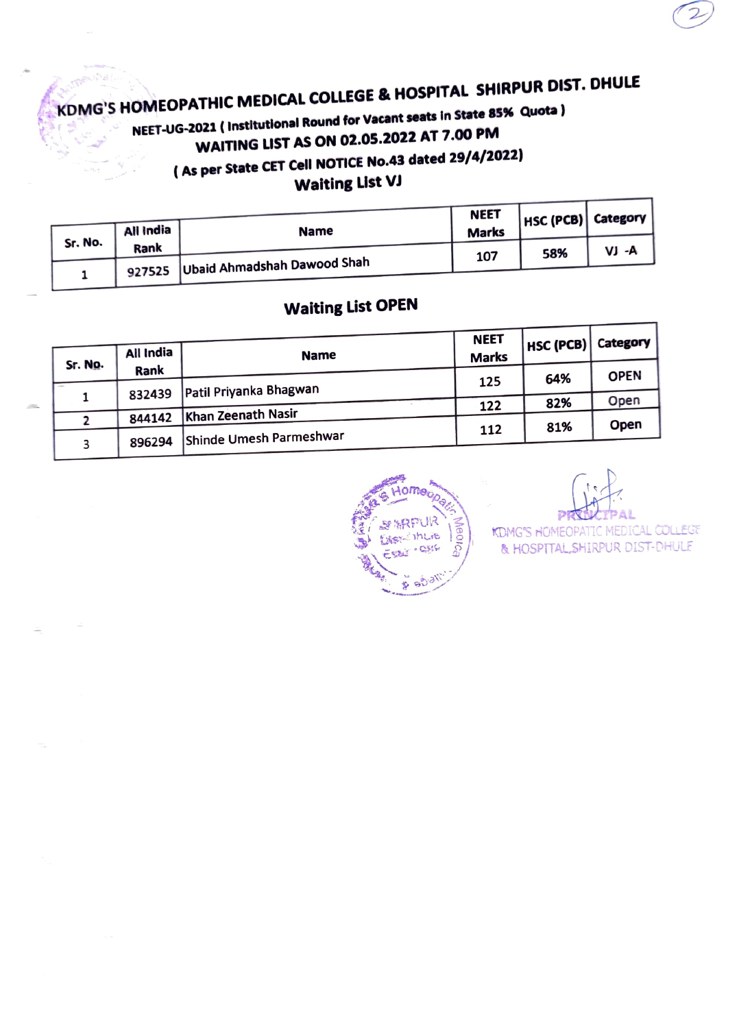# KDMG'S HOMEOPATHIC MEDICAL COLLEGE & HOSPITAL SHIRPUR DIST. DHULE

**NEET-UG-2021 ( Institutional Round for Vacant seats in State 85% Quota )**

**WAITING LIST AS ON 02.05.2022 AT 7.00 PM**

**( As per State CET Cell NOTICE No.43 dated 29/4/2022)**

## Waiting List VJ

| Sr. No. | All India Rank | Name | NEET Marks | HSC (PCB) | Category |
|---|---|---|---|---|---|
| 1 | 927525 | Ubaid Ahmadshah Dawood Shah | 107 | 58% | VJ -A |

## Waiting List OPEN

| Sr. No. | All India Rank | Name | NEET Marks | HSC (PCB) | Category |
|---|---|---|---|---|---|
| 1 | 832439 | Patil Priyanka Bhagwan | 125 | 64% | OPEN |
| 2 | 844142 | Khan Zeenath Nasir | 122 | 82% | Open |
| 3 | 896294 | Shinde Umesh Parmeshwar | 112 | 81% | Open |

PRINCIPAL
KDMG'S HOMEOPATHIC MEDICAL COLLEGE & HOSPITAL,SHIRPUR DIST-DHULE